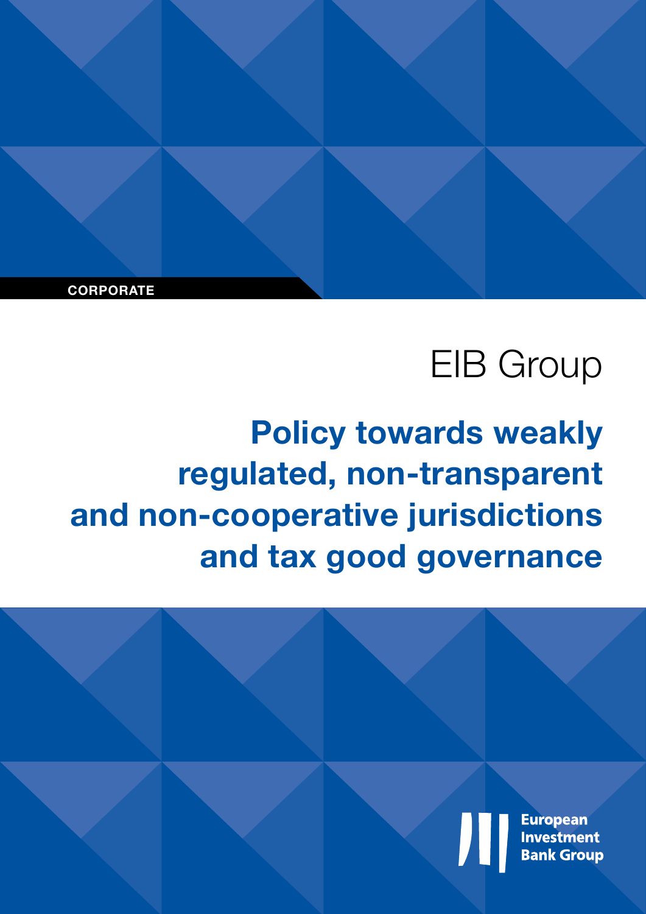CORPORATE

EIB Group

# Policy towards weakly regulated, non-transparent and non-cooperative jurisdictions and tax good governance

European Investment Bank Group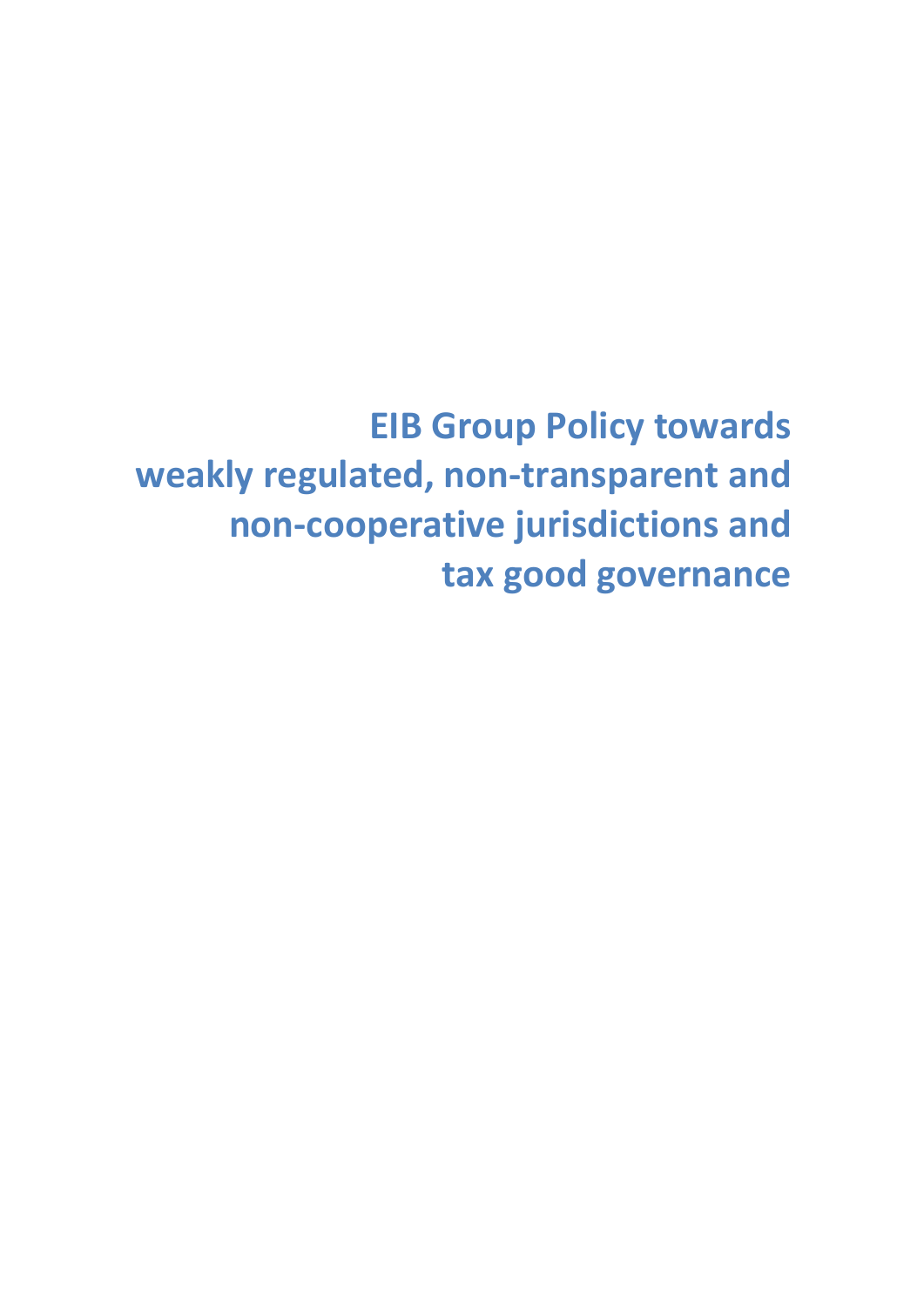# EIB Group Policy towards weakly regulated, non-transparent and non-cooperative jurisdictions and tax good governance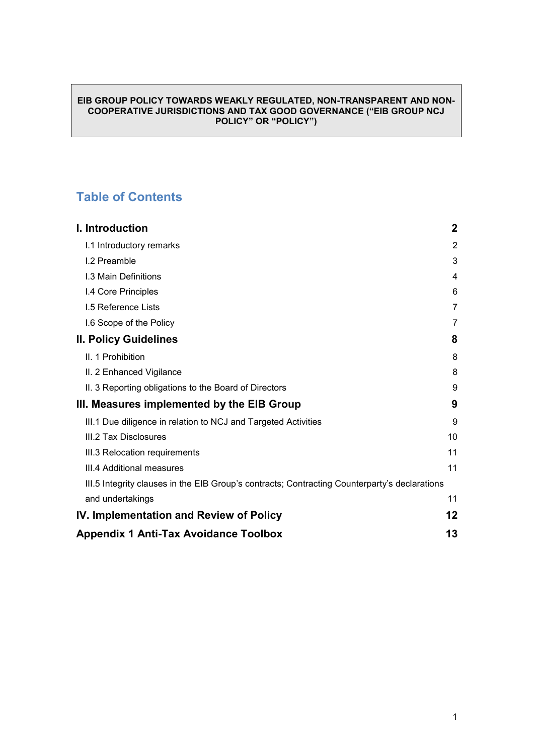**EIB GROUP POLICY TOWARDS WEAKLY REGULATED, NON-TRANSPARENT AND NON-COOPERATIVE JURISDICTIONS AND TAX GOOD GOVERNANCE ("EIB GROUP NCJ POLICY" OR "POLICY")**

## Table of Contents

| | |
|---|---|
| **I. Introduction** | **2** |
| I.1 Introductory remarks | 2 |
| I.2 Preamble | 3 |
| I.3 Main Definitions | 4 |
| I.4 Core Principles | 6 |
| I.5 Reference Lists | 7 |
| I.6 Scope of the Policy | 7 |
| **II. Policy Guidelines** | **8** |
| II. 1 Prohibition | 8 |
| II. 2 Enhanced Vigilance | 8 |
| II. 3 Reporting obligations to the Board of Directors | 9 |
| **III. Measures implemented by the EIB Group** | **9** |
| III.1 Due diligence in relation to NCJ and Targeted Activities | 9 |
| III.2 Tax Disclosures | 10 |
| III.3 Relocation requirements | 11 |
| III.4 Additional measures | 11 |
| III.5 Integrity clauses in the EIB Group's contracts; Contracting Counterparty's declarations and undertakings | 11 |
| **IV. Implementation and Review of Policy** | **12** |
| **Appendix 1 Anti-Tax Avoidance Toolbox** | **13** |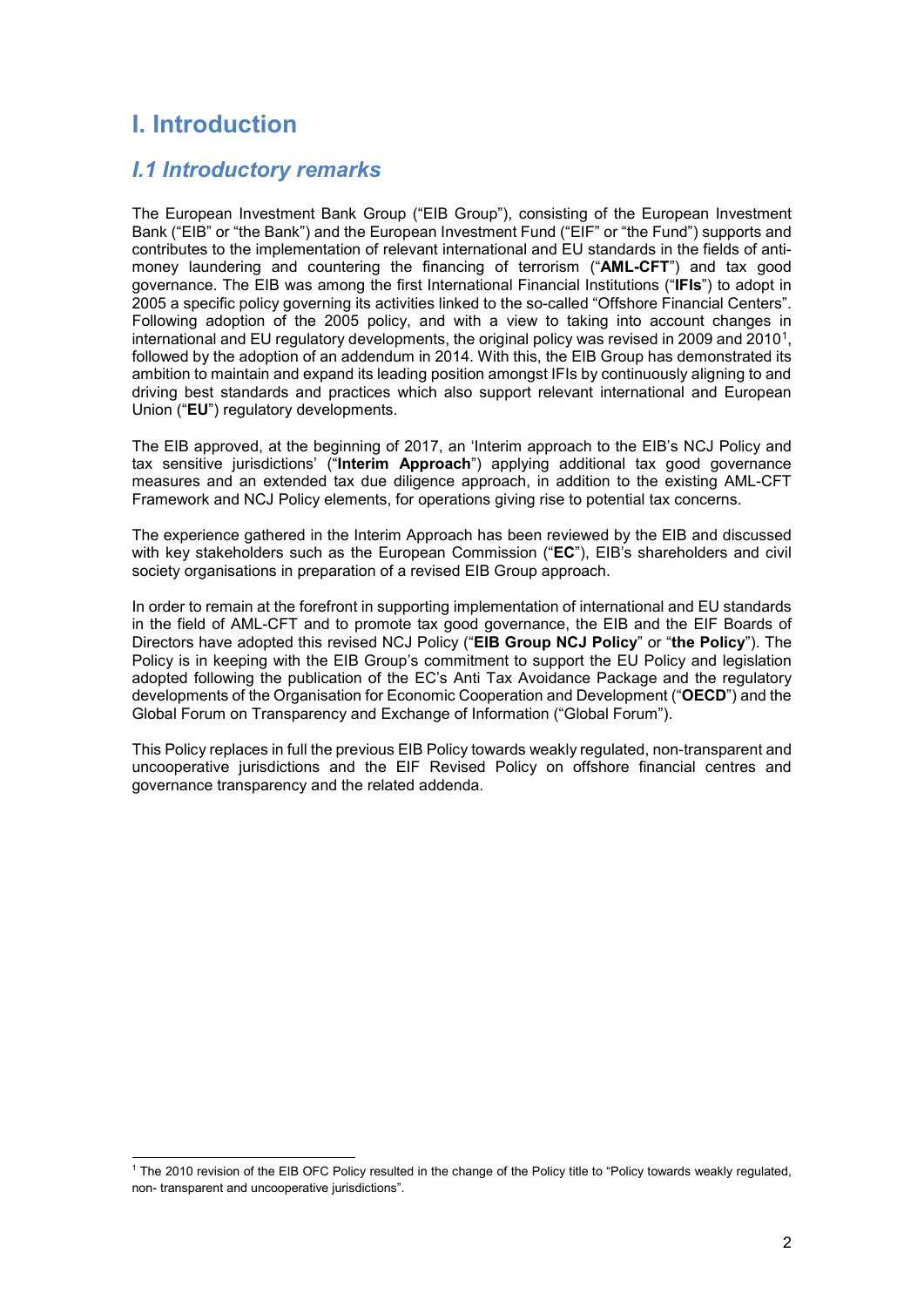# I. Introduction

## *I.1 Introductory remarks*

The European Investment Bank Group ("EIB Group"), consisting of the European Investment Bank ("EIB" or "the Bank") and the European Investment Fund ("EIF" or "the Fund") supports and contributes to the implementation of relevant international and EU standards in the fields of anti-money laundering and countering the financing of terrorism ("**AML-CFT**") and tax good governance. The EIB was among the first International Financial Institutions ("**IFIs**") to adopt in 2005 a specific policy governing its activities linked to the so-called "Offshore Financial Centers". Following adoption of the 2005 policy, and with a view to taking into account changes in international and EU regulatory developments, the original policy was revised in 2009 and 2010[1], followed by the adoption of an addendum in 2014. With this, the EIB Group has demonstrated its ambition to maintain and expand its leading position amongst IFIs by continuously aligning to and driving best standards and practices which also support relevant international and European Union ("**EU**") regulatory developments.

The EIB approved, at the beginning of 2017, an 'Interim approach to the EIB's NCJ Policy and tax sensitive jurisdictions' ("**Interim Approach**") applying additional tax good governance measures and an extended tax due diligence approach, in addition to the existing AML-CFT Framework and NCJ Policy elements, for operations giving rise to potential tax concerns.

The experience gathered in the Interim Approach has been reviewed by the EIB and discussed with key stakeholders such as the European Commission ("**EC**"), EIB's shareholders and civil society organisations in preparation of a revised EIB Group approach.

In order to remain at the forefront in supporting implementation of international and EU standards in the field of AML-CFT and to promote tax good governance, the EIB and the EIF Boards of Directors have adopted this revised NCJ Policy ("**EIB Group NCJ Policy**" or "**the Policy**"). The Policy is in keeping with the EIB Group's commitment to support the EU Policy and legislation adopted following the publication of the EC's Anti Tax Avoidance Package and the regulatory developments of the Organisation for Economic Cooperation and Development ("**OECD**") and the Global Forum on Transparency and Exchange of Information ("Global Forum").

This Policy replaces in full the previous EIB Policy towards weakly regulated, non-transparent and uncooperative jurisdictions and the EIF Revised Policy on offshore financial centres and governance transparency and the related addenda.

[1] The 2010 revision of the EIB OFC Policy resulted in the change of the Policy title to "Policy towards weakly regulated, non- transparent and uncooperative jurisdictions".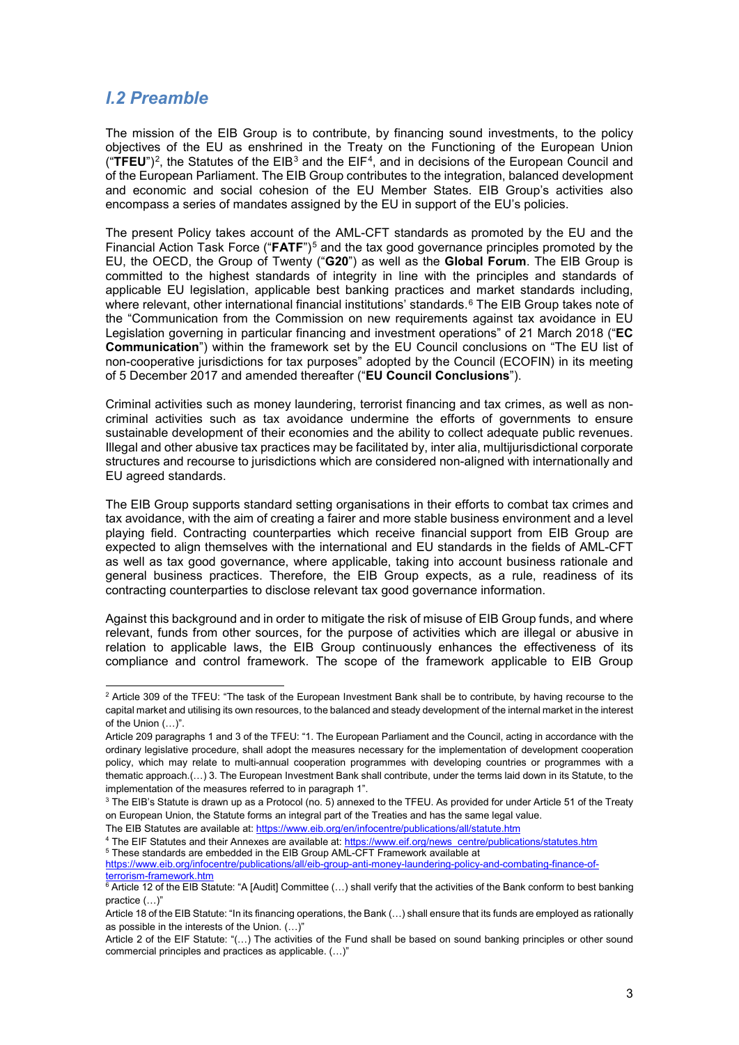## *I.2 Preamble*

The mission of the EIB Group is to contribute, by financing sound investments, to the policy objectives of the EU as enshrined in the Treaty on the Functioning of the European Union ("**TFEU**")[2], the Statutes of the EIB[3] and the EIF[4], and in decisions of the European Council and of the European Parliament. The EIB Group contributes to the integration, balanced development and economic and social cohesion of the EU Member States. EIB Group's activities also encompass a series of mandates assigned by the EU in support of the EU's policies.

The present Policy takes account of the AML-CFT standards as promoted by the EU and the Financial Action Task Force ("**FATF**")[5] and the tax good governance principles promoted by the EU, the OECD, the Group of Twenty ("**G20**") as well as the **Global Forum**. The EIB Group is committed to the highest standards of integrity in line with the principles and standards of applicable EU legislation, applicable best banking practices and market standards including, where relevant, other international financial institutions' standards.[6] The EIB Group takes note of the "Communication from the Commission on new requirements against tax avoidance in EU Legislation governing in particular financing and investment operations" of 21 March 2018 ("**EC Communication**") within the framework set by the EU Council conclusions on "The EU list of non-cooperative jurisdictions for tax purposes" adopted by the Council (ECOFIN) in its meeting of 5 December 2017 and amended thereafter ("**EU Council Conclusions**").

Criminal activities such as money laundering, terrorist financing and tax crimes, as well as non-criminal activities such as tax avoidance undermine the efforts of governments to ensure sustainable development of their economies and the ability to collect adequate public revenues. Illegal and other abusive tax practices may be facilitated by, inter alia, multijurisdictional corporate structures and recourse to jurisdictions which are considered non-aligned with internationally and EU agreed standards.

The EIB Group supports standard setting organisations in their efforts to combat tax crimes and tax avoidance, with the aim of creating a fairer and more stable business environment and a level playing field. Contracting counterparties which receive financial support from EIB Group are expected to align themselves with the international and EU standards in the fields of AML-CFT as well as tax good governance, where applicable, taking into account business rationale and general business practices. Therefore, the EIB Group expects, as a rule, readiness of its contracting counterparties to disclose relevant tax good governance information.

Against this background and in order to mitigate the risk of misuse of EIB Group funds, and where relevant, funds from other sources, for the purpose of activities which are illegal or abusive in relation to applicable laws, the EIB Group continuously enhances the effectiveness of its compliance and control framework. The scope of the framework applicable to EIB Group

---

[2] Article 309 of the TFEU: "The task of the European Investment Bank shall be to contribute, by having recourse to the capital market and utilising its own resources, to the balanced and steady development of the internal market in the interest of the Union (…)".

Article 209 paragraphs 1 and 3 of the TFEU: "1. The European Parliament and the Council, acting in accordance with the ordinary legislative procedure, shall adopt the measures necessary for the implementation of development cooperation policy, which may relate to multi-annual cooperation programmes with developing countries or programmes with a thematic approach.(…) 3. The European Investment Bank shall contribute, under the terms laid down in its Statute, to the implementation of the measures referred to in paragraph 1".

[3] The EIB's Statute is drawn up as a Protocol (no. 5) annexed to the TFEU. As provided for under Article 51 of the Treaty on European Union, the Statute forms an integral part of the Treaties and has the same legal value.

The EIB Statutes are available at: https://www.eib.org/en/infocentre/publications/all/statute.htm

[4] The EIF Statutes and their Annexes are available at: https://www.eif.org/news_centre/publications/statutes.htm

[5] These standards are embedded in the EIB Group AML-CFT Framework available at https://www.eib.org/infocentre/publications/all/eib-group-anti-money-laundering-policy-and-combating-finance-of-terrorism-framework.htm

[6] Article 12 of the EIB Statute: "A [Audit] Committee (…) shall verify that the activities of the Bank conform to best banking practice (…)"

Article 18 of the EIB Statute: "In its financing operations, the Bank (…) shall ensure that its funds are employed as rationally as possible in the interests of the Union. (…)"

Article 2 of the EIF Statute: "(…) The activities of the Fund shall be based on sound banking principles or other sound commercial principles and practices as applicable. (…)"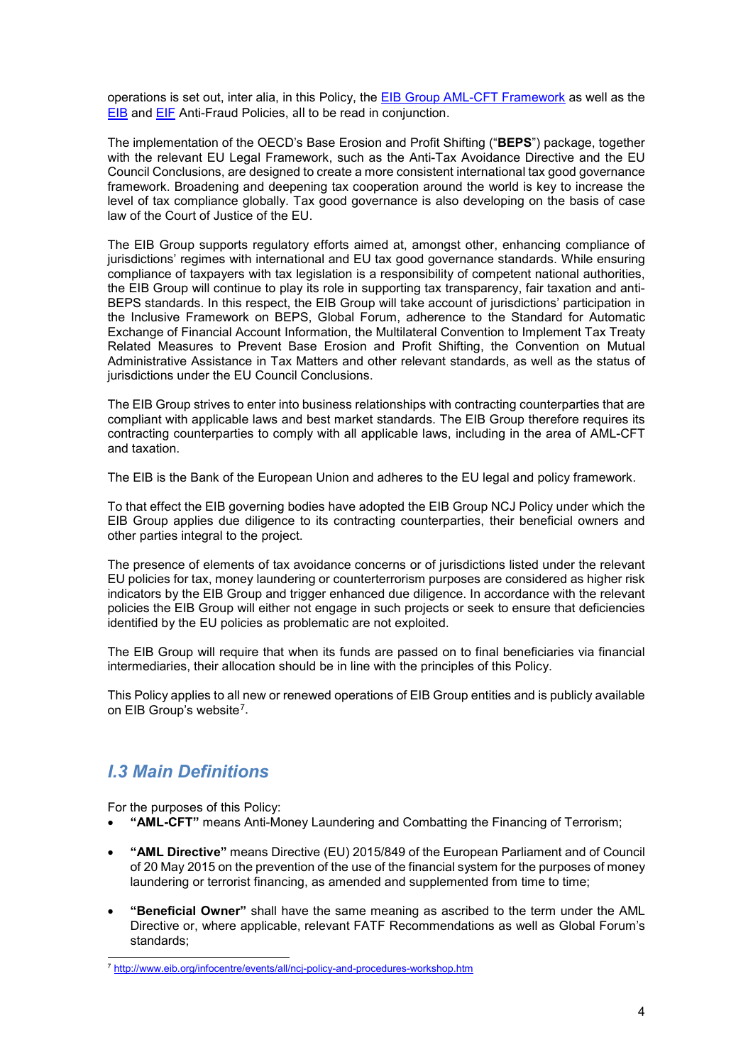operations is set out, inter alia, in this Policy, the [EIB Group AML-CFT Framework](#) as well as the [EIB](#) and [EIF](#) Anti-Fraud Policies, all to be read in conjunction.

The implementation of the OECD's Base Erosion and Profit Shifting ("**BEPS**") package, together with the relevant EU Legal Framework, such as the Anti-Tax Avoidance Directive and the EU Council Conclusions, are designed to create a more consistent international tax good governance framework. Broadening and deepening tax cooperation around the world is key to increase the level of tax compliance globally. Tax good governance is also developing on the basis of case law of the Court of Justice of the EU.

The EIB Group supports regulatory efforts aimed at, amongst other, enhancing compliance of jurisdictions' regimes with international and EU tax good governance standards. While ensuring compliance of taxpayers with tax legislation is a responsibility of competent national authorities, the EIB Group will continue to play its role in supporting tax transparency, fair taxation and anti-BEPS standards. In this respect, the EIB Group will take account of jurisdictions' participation in the Inclusive Framework on BEPS, Global Forum, adherence to the Standard for Automatic Exchange of Financial Account Information, the Multilateral Convention to Implement Tax Treaty Related Measures to Prevent Base Erosion and Profit Shifting, the Convention on Mutual Administrative Assistance in Tax Matters and other relevant standards, as well as the status of jurisdictions under the EU Council Conclusions.

The EIB Group strives to enter into business relationships with contracting counterparties that are compliant with applicable laws and best market standards. The EIB Group therefore requires its contracting counterparties to comply with all applicable laws, including in the area of AML-CFT and taxation.

The EIB is the Bank of the European Union and adheres to the EU legal and policy framework.

To that effect the EIB governing bodies have adopted the EIB Group NCJ Policy under which the EIB Group applies due diligence to its contracting counterparties, their beneficial owners and other parties integral to the project.

The presence of elements of tax avoidance concerns or of jurisdictions listed under the relevant EU policies for tax, money laundering or counterterrorism purposes are considered as higher risk indicators by the EIB Group and trigger enhanced due diligence. In accordance with the relevant policies the EIB Group will either not engage in such projects or seek to ensure that deficiencies identified by the EU policies as problematic are not exploited.

The EIB Group will require that when its funds are passed on to final beneficiaries via financial intermediaries, their allocation should be in line with the principles of this Policy.

This Policy applies to all new or renewed operations of EIB Group entities and is publicly available on EIB Group's website[7].

## *I.3 Main Definitions*

For the purposes of this Policy:

- **"AML-CFT"** means Anti-Money Laundering and Combatting the Financing of Terrorism;
- **"AML Directive"** means Directive (EU) 2015/849 of the European Parliament and of Council of 20 May 2015 on the prevention of the use of the financial system for the purposes of money laundering or terrorist financing, as amended and supplemented from time to time;
- **"Beneficial Owner"** shall have the same meaning as ascribed to the term under the AML Directive or, where applicable, relevant FATF Recommendations as well as Global Forum's standards;

[7] http://www.eib.org/infocentre/events/all/ncj-policy-and-procedures-workshop.htm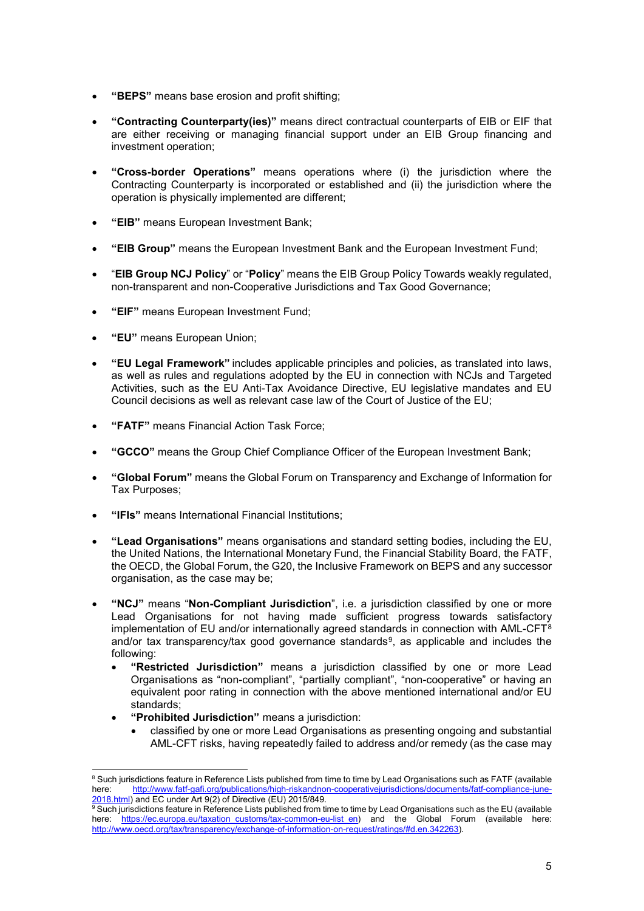- **"BEPS"** means base erosion and profit shifting;

- **"Contracting Counterparty(ies)"** means direct contractual counterparts of EIB or EIF that are either receiving or managing financial support under an EIB Group financing and investment operation;

- **"Cross-border Operations"** means operations where (i) the jurisdiction where the Contracting Counterparty is incorporated or established and (ii) the jurisdiction where the operation is physically implemented are different;

- **"EIB"** means European Investment Bank;

- **"EIB Group"** means the European Investment Bank and the European Investment Fund;

- "**EIB Group NCJ Policy**" or "**Policy**" means the EIB Group Policy Towards weakly regulated, non-transparent and non-Cooperative Jurisdictions and Tax Good Governance;

- **"EIF"** means European Investment Fund;

- **"EU"** means European Union;

- **"EU Legal Framework"** includes applicable principles and policies, as translated into laws, as well as rules and regulations adopted by the EU in connection with NCJs and Targeted Activities, such as the EU Anti-Tax Avoidance Directive, EU legislative mandates and EU Council decisions as well as relevant case law of the Court of Justice of the EU;

- **"FATF"** means Financial Action Task Force;

- **"GCCO"** means the Group Chief Compliance Officer of the European Investment Bank;

- **"Global Forum"** means the Global Forum on Transparency and Exchange of Information for Tax Purposes;

- **"IFIs"** means International Financial Institutions;

- **"Lead Organisations"** means organisations and standard setting bodies, including the EU, the United Nations, the International Monetary Fund, the Financial Stability Board, the FATF, the OECD, the Global Forum, the G20, the Inclusive Framework on BEPS and any successor organisation, as the case may be;

- **"NCJ"** means "**Non-Compliant Jurisdiction**", i.e. a jurisdiction classified by one or more Lead Organisations for not having made sufficient progress towards satisfactory implementation of EU and/or internationally agreed standards in connection with AML-CFT[8] and/or tax transparency/tax good governance standards[9], as applicable and includes the following:
  - **"Restricted Jurisdiction"** means a jurisdiction classified by one or more Lead Organisations as "non-compliant", "partially compliant", "non-cooperative" or having an equivalent poor rating in connection with the above mentioned international and/or EU standards;
  - **"Prohibited Jurisdiction"** means a jurisdiction:
    - classified by one or more Lead Organisations as presenting ongoing and substantial AML-CFT risks, having repeatedly failed to address and/or remedy (as the case may

---

[8] Such jurisdictions feature in Reference Lists published from time to time by Lead Organisations such as FATF (available here: http://www.fatf-gafi.org/publications/high-riskandnon-cooperativejurisdictions/documents/fatf-compliance-june-2018.html) and EC under Art 9(2) of Directive (EU) 2015/849.

[9] Such jurisdictions feature in Reference Lists published from time to time by Lead Organisations such as the EU (available here: https://ec.europa.eu/taxation_customs/tax-common-eu-list_en) and the Global Forum (available here: http://www.oecd.org/tax/transparency/exchange-of-information-on-request/ratings/#d.en.342263).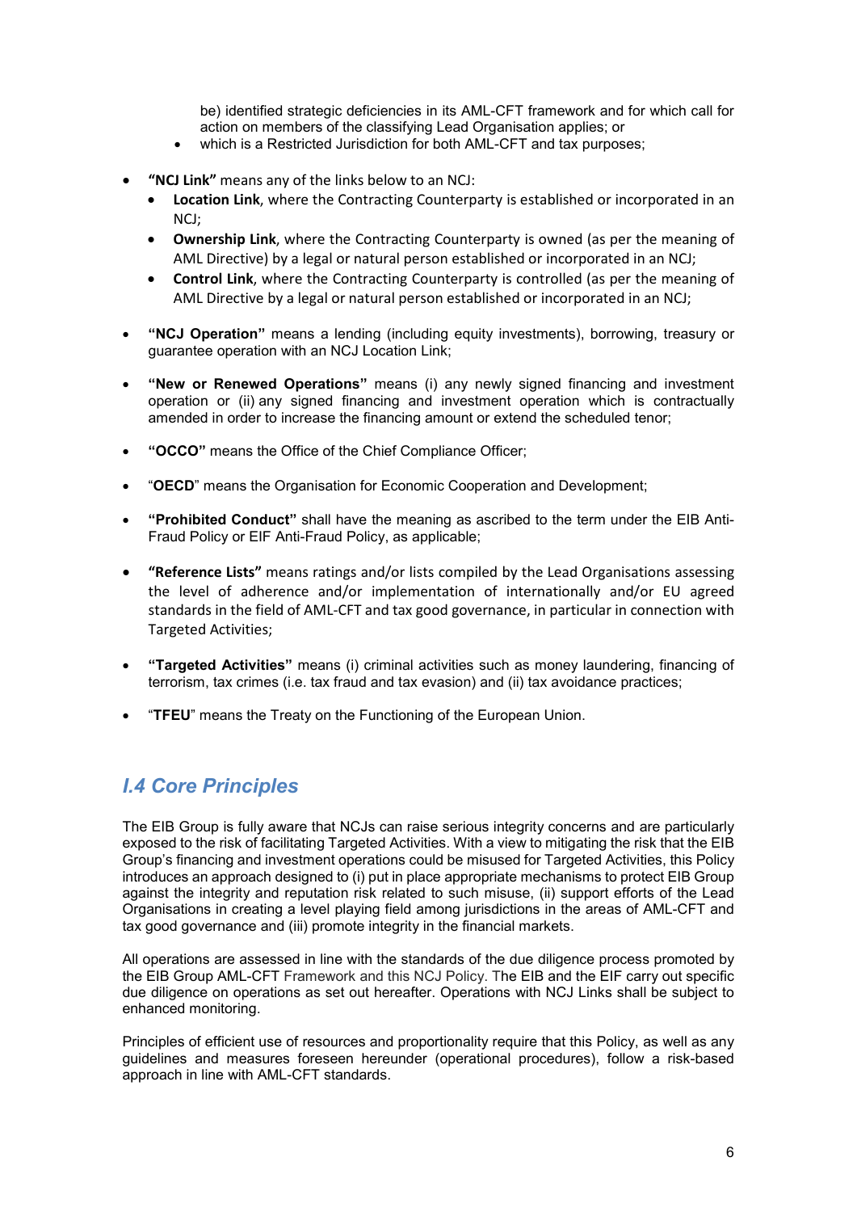be) identified strategic deficiencies in its AML-CFT framework and for which call for action on members of the classifying Lead Organisation applies; or

- which is a Restricted Jurisdiction for both AML-CFT and tax purposes;

- **"NCJ Link"** means any of the links below to an NCJ:
  - **Location Link**, where the Contracting Counterparty is established or incorporated in an NCJ;
  - **Ownership Link**, where the Contracting Counterparty is owned (as per the meaning of AML Directive) by a legal or natural person established or incorporated in an NCJ;
  - **Control Link**, where the Contracting Counterparty is controlled (as per the meaning of AML Directive by a legal or natural person established or incorporated in an NCJ;

- **"NCJ Operation"** means a lending (including equity investments), borrowing, treasury or guarantee operation with an NCJ Location Link;

- **"New or Renewed Operations"** means (i) any newly signed financing and investment operation or (ii) any signed financing and investment operation which is contractually amended in order to increase the financing amount or extend the scheduled tenor;

- **"OCCO"** means the Office of the Chief Compliance Officer;

- "**OECD**" means the Organisation for Economic Cooperation and Development;

- **"Prohibited Conduct"** shall have the meaning as ascribed to the term under the EIB Anti-Fraud Policy or EIF Anti-Fraud Policy, as applicable;

- **"Reference Lists"** means ratings and/or lists compiled by the Lead Organisations assessing the level of adherence and/or implementation of internationally and/or EU agreed standards in the field of AML-CFT and tax good governance, in particular in connection with Targeted Activities;

- **"Targeted Activities"** means (i) criminal activities such as money laundering, financing of terrorism, tax crimes (i.e. tax fraud and tax evasion) and (ii) tax avoidance practices;

- "**TFEU**" means the Treaty on the Functioning of the European Union.

## *I.4 Core Principles*

The EIB Group is fully aware that NCJs can raise serious integrity concerns and are particularly exposed to the risk of facilitating Targeted Activities. With a view to mitigating the risk that the EIB Group's financing and investment operations could be misused for Targeted Activities, this Policy introduces an approach designed to (i) put in place appropriate mechanisms to protect EIB Group against the integrity and reputation risk related to such misuse, (ii) support efforts of the Lead Organisations in creating a level playing field among jurisdictions in the areas of AML-CFT and tax good governance and (iii) promote integrity in the financial markets.

All operations are assessed in line with the standards of the due diligence process promoted by the EIB Group AML-CFT Framework and this NCJ Policy. The EIB and the EIF carry out specific due diligence on operations as set out hereafter. Operations with NCJ Links shall be subject to enhanced monitoring.

Principles of efficient use of resources and proportionality require that this Policy, as well as any guidelines and measures foreseen hereunder (operational procedures), follow a risk-based approach in line with AML-CFT standards.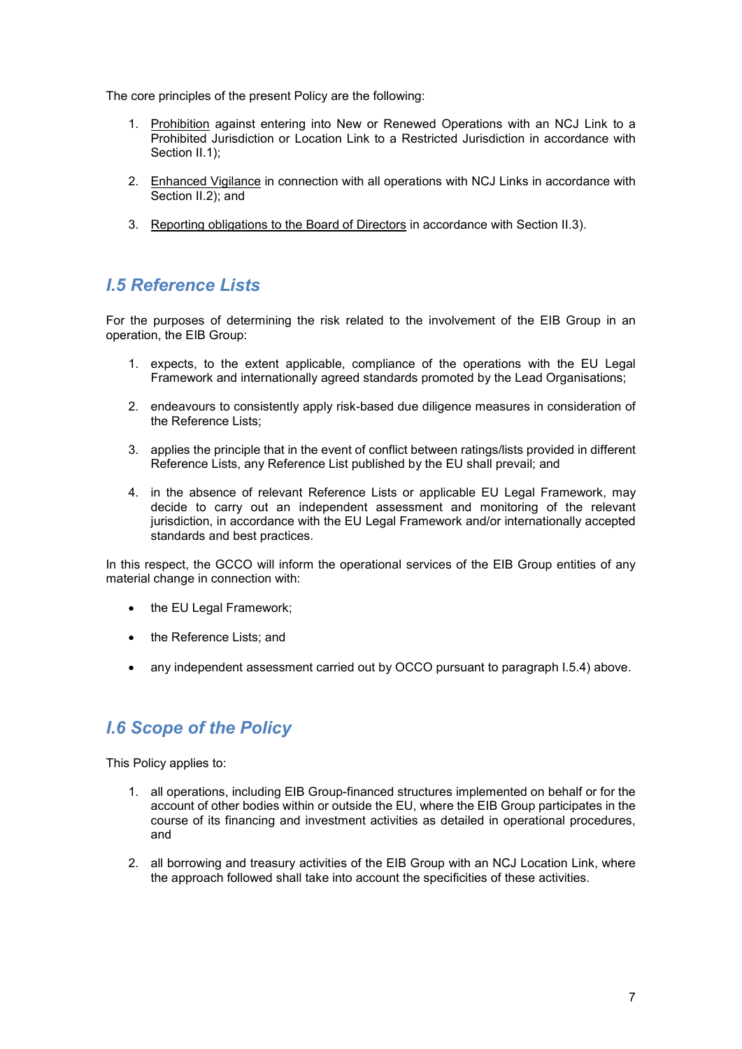The core principles of the present Policy are the following:

1. Prohibition against entering into New or Renewed Operations with an NCJ Link to a Prohibited Jurisdiction or Location Link to a Restricted Jurisdiction in accordance with Section II.1);

2. Enhanced Vigilance in connection with all operations with NCJ Links in accordance with Section II.2); and

3. Reporting obligations to the Board of Directors in accordance with Section II.3).

## *I.5 Reference Lists*

For the purposes of determining the risk related to the involvement of the EIB Group in an operation, the EIB Group:

1. expects, to the extent applicable, compliance of the operations with the EU Legal Framework and internationally agreed standards promoted by the Lead Organisations;

2. endeavours to consistently apply risk-based due diligence measures in consideration of the Reference Lists;

3. applies the principle that in the event of conflict between ratings/lists provided in different Reference Lists, any Reference List published by the EU shall prevail; and

4. in the absence of relevant Reference Lists or applicable EU Legal Framework, may decide to carry out an independent assessment and monitoring of the relevant jurisdiction, in accordance with the EU Legal Framework and/or internationally accepted standards and best practices.

In this respect, the GCCO will inform the operational services of the EIB Group entities of any material change in connection with:

- the EU Legal Framework;

- the Reference Lists; and

- any independent assessment carried out by OCCO pursuant to paragraph I.5.4) above.

## *I.6 Scope of the Policy*

This Policy applies to:

1. all operations, including EIB Group-financed structures implemented on behalf or for the account of other bodies within or outside the EU, where the EIB Group participates in the course of its financing and investment activities as detailed in operational procedures, and

2. all borrowing and treasury activities of the EIB Group with an NCJ Location Link, where the approach followed shall take into account the specificities of these activities.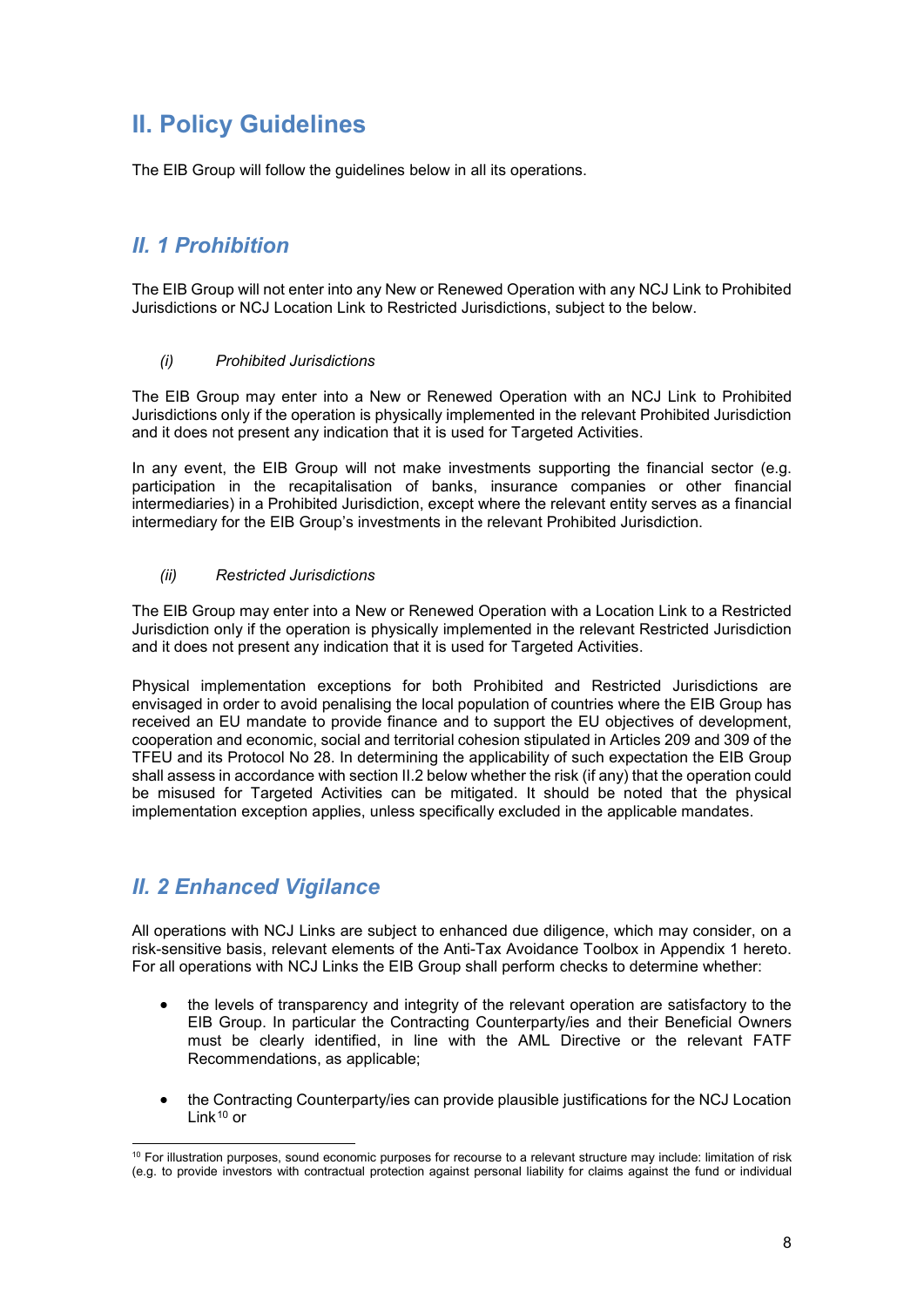# II. Policy Guidelines

The EIB Group will follow the guidelines below in all its operations.

## *II. 1 Prohibition*

The EIB Group will not enter into any New or Renewed Operation with any NCJ Link to Prohibited Jurisdictions or NCJ Location Link to Restricted Jurisdictions, subject to the below.

*(i) Prohibited Jurisdictions*

The EIB Group may enter into a New or Renewed Operation with an NCJ Link to Prohibited Jurisdictions only if the operation is physically implemented in the relevant Prohibited Jurisdiction and it does not present any indication that it is used for Targeted Activities.

In any event, the EIB Group will not make investments supporting the financial sector (e.g. participation in the recapitalisation of banks, insurance companies or other financial intermediaries) in a Prohibited Jurisdiction, except where the relevant entity serves as a financial intermediary for the EIB Group's investments in the relevant Prohibited Jurisdiction.

*(ii) Restricted Jurisdictions*

The EIB Group may enter into a New or Renewed Operation with a Location Link to a Restricted Jurisdiction only if the operation is physically implemented in the relevant Restricted Jurisdiction and it does not present any indication that it is used for Targeted Activities.

Physical implementation exceptions for both Prohibited and Restricted Jurisdictions are envisaged in order to avoid penalising the local population of countries where the EIB Group has received an EU mandate to provide finance and to support the EU objectives of development, cooperation and economic, social and territorial cohesion stipulated in Articles 209 and 309 of the TFEU and its Protocol No 28. In determining the applicability of such expectation the EIB Group shall assess in accordance with section II.2 below whether the risk (if any) that the operation could be misused for Targeted Activities can be mitigated. It should be noted that the physical implementation exception applies, unless specifically excluded in the applicable mandates.

## *II. 2 Enhanced Vigilance*

All operations with NCJ Links are subject to enhanced due diligence, which may consider, on a risk-sensitive basis, relevant elements of the Anti-Tax Avoidance Toolbox in Appendix 1 hereto. For all operations with NCJ Links the EIB Group shall perform checks to determine whether:

- the levels of transparency and integrity of the relevant operation are satisfactory to the EIB Group. In particular the Contracting Counterparty/ies and their Beneficial Owners must be clearly identified, in line with the AML Directive or the relevant FATF Recommendations, as applicable;
- the Contracting Counterparty/ies can provide plausible justifications for the NCJ Location Link[10] or

[10] For illustration purposes, sound economic purposes for recourse to a relevant structure may include: limitation of risk (e.g. to provide investors with contractual protection against personal liability for claims against the fund or individual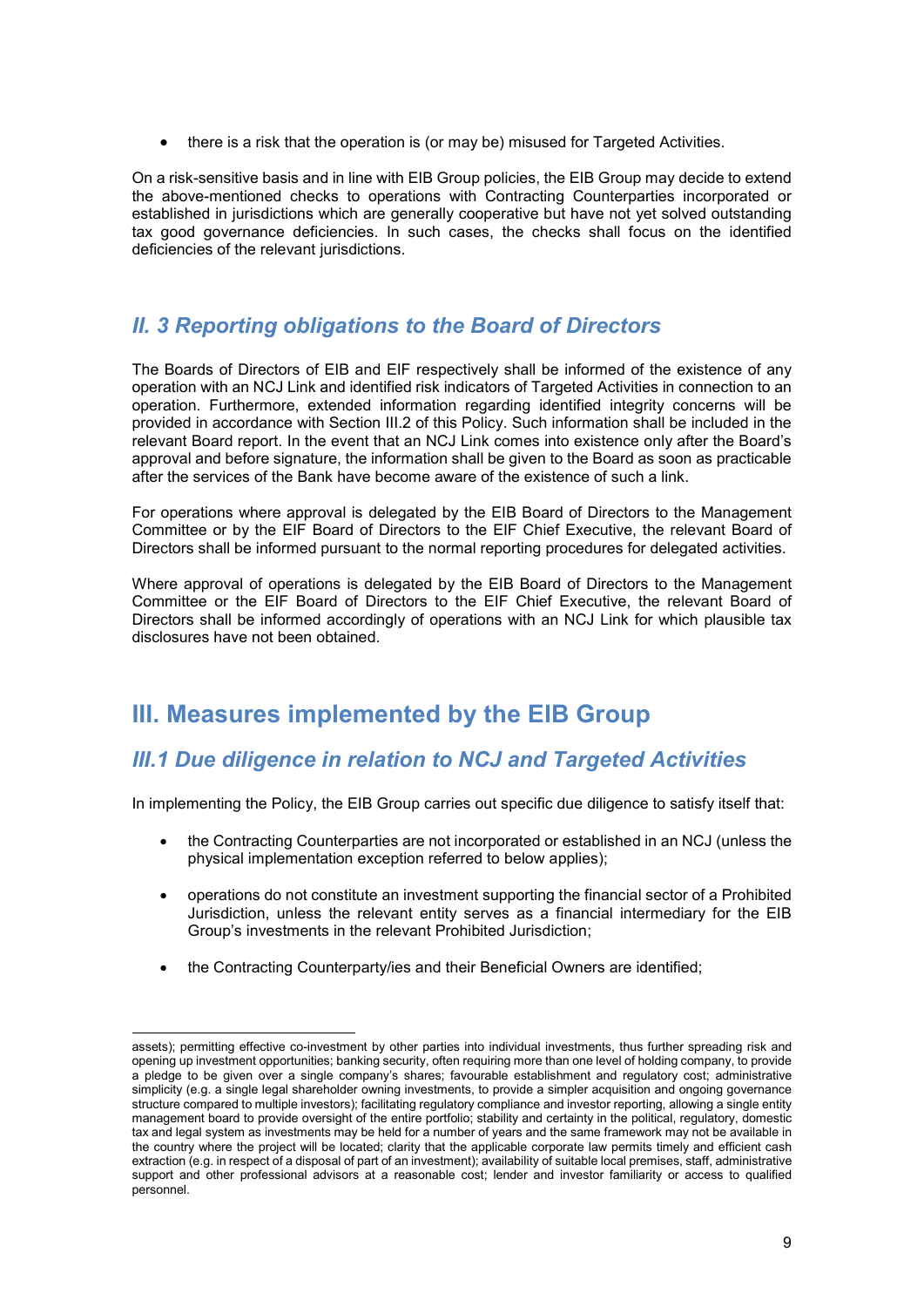- there is a risk that the operation is (or may be) misused for Targeted Activities.

On a risk-sensitive basis and in line with EIB Group policies, the EIB Group may decide to extend the above-mentioned checks to operations with Contracting Counterparties incorporated or established in jurisdictions which are generally cooperative but have not yet solved outstanding tax good governance deficiencies. In such cases, the checks shall focus on the identified deficiencies of the relevant jurisdictions.

## *II. 3 Reporting obligations to the Board of Directors*

The Boards of Directors of EIB and EIF respectively shall be informed of the existence of any operation with an NCJ Link and identified risk indicators of Targeted Activities in connection to an operation. Furthermore, extended information regarding identified integrity concerns will be provided in accordance with Section III.2 of this Policy. Such information shall be included in the relevant Board report. In the event that an NCJ Link comes into existence only after the Board's approval and before signature, the information shall be given to the Board as soon as practicable after the services of the Bank have become aware of the existence of such a link.

For operations where approval is delegated by the EIB Board of Directors to the Management Committee or by the EIF Board of Directors to the EIF Chief Executive, the relevant Board of Directors shall be informed pursuant to the normal reporting procedures for delegated activities.

Where approval of operations is delegated by the EIB Board of Directors to the Management Committee or the EIF Board of Directors to the EIF Chief Executive, the relevant Board of Directors shall be informed accordingly of operations with an NCJ Link for which plausible tax disclosures have not been obtained.

# III. Measures implemented by the EIB Group

## *III.1 Due diligence in relation to NCJ and Targeted Activities*

In implementing the Policy, the EIB Group carries out specific due diligence to satisfy itself that:

- the Contracting Counterparties are not incorporated or established in an NCJ (unless the physical implementation exception referred to below applies);
- operations do not constitute an investment supporting the financial sector of a Prohibited Jurisdiction, unless the relevant entity serves as a financial intermediary for the EIB Group's investments in the relevant Prohibited Jurisdiction;
- the Contracting Counterparty/ies and their Beneficial Owners are identified;

---

assets); permitting effective co-investment by other parties into individual investments, thus further spreading risk and opening up investment opportunities; banking security, often requiring more than one level of holding company, to provide a pledge to be given over a single company's shares; favourable establishment and regulatory cost; administrative simplicity (e.g. a single legal shareholder owning investments, to provide a simpler acquisition and ongoing governance structure compared to multiple investors); facilitating regulatory compliance and investor reporting, allowing a single entity management board to provide oversight of the entire portfolio; stability and certainty in the political, regulatory, domestic tax and legal system as investments may be held for a number of years and the same framework may not be available in the country where the project will be located; clarity that the applicable corporate law permits timely and efficient cash extraction (e.g. in respect of a disposal of part of an investment); availability of suitable local premises, staff, administrative support and other professional advisors at a reasonable cost; lender and investor familiarity or access to qualified personnel.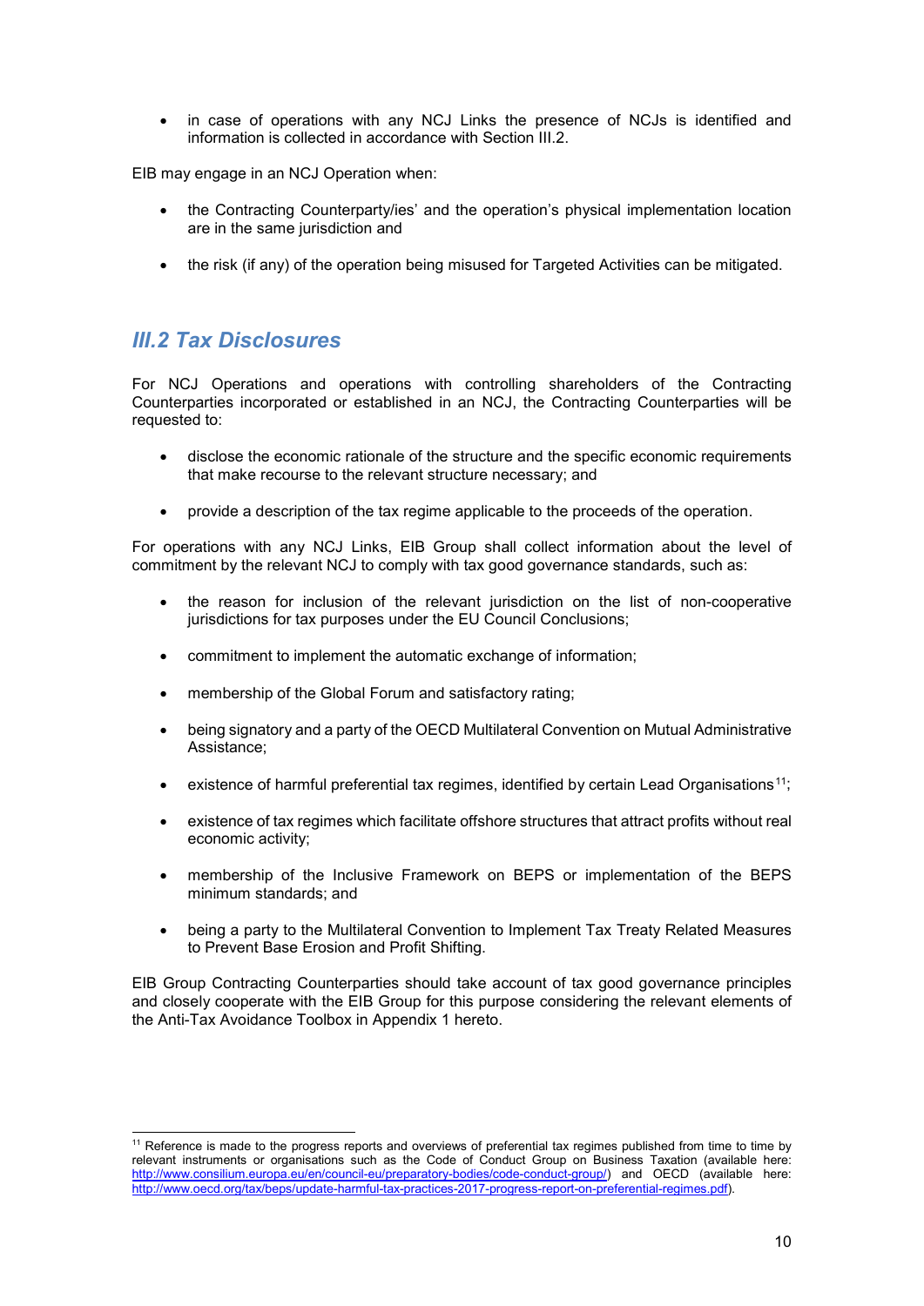- in case of operations with any NCJ Links the presence of NCJs is identified and information is collected in accordance with Section III.2.

EIB may engage in an NCJ Operation when:

- the Contracting Counterparty/ies' and the operation's physical implementation location are in the same jurisdiction and
- the risk (if any) of the operation being misused for Targeted Activities can be mitigated.

## *III.2 Tax Disclosures*

For NCJ Operations and operations with controlling shareholders of the Contracting Counterparties incorporated or established in an NCJ, the Contracting Counterparties will be requested to:

- disclose the economic rationale of the structure and the specific economic requirements that make recourse to the relevant structure necessary; and
- provide a description of the tax regime applicable to the proceeds of the operation.

For operations with any NCJ Links, EIB Group shall collect information about the level of commitment by the relevant NCJ to comply with tax good governance standards, such as:

- the reason for inclusion of the relevant jurisdiction on the list of non-cooperative jurisdictions for tax purposes under the EU Council Conclusions;
- commitment to implement the automatic exchange of information;
- membership of the Global Forum and satisfactory rating;
- being signatory and a party of the OECD Multilateral Convention on Mutual Administrative Assistance;
- existence of harmful preferential tax regimes, identified by certain Lead Organisations[11];
- existence of tax regimes which facilitate offshore structures that attract profits without real economic activity;
- membership of the Inclusive Framework on BEPS or implementation of the BEPS minimum standards; and
- being a party to the Multilateral Convention to Implement Tax Treaty Related Measures to Prevent Base Erosion and Profit Shifting.

EIB Group Contracting Counterparties should take account of tax good governance principles and closely cooperate with the EIB Group for this purpose considering the relevant elements of the Anti-Tax Avoidance Toolbox in Appendix 1 hereto.

[11] Reference is made to the progress reports and overviews of preferential tax regimes published from time to time by relevant instruments or organisations such as the Code of Conduct Group on Business Taxation (available here: http://www.consilium.europa.eu/en/council-eu/preparatory-bodies/code-conduct-group/) and OECD (available here: http://www.oecd.org/tax/beps/update-harmful-tax-practices-2017-progress-report-on-preferential-regimes.pdf).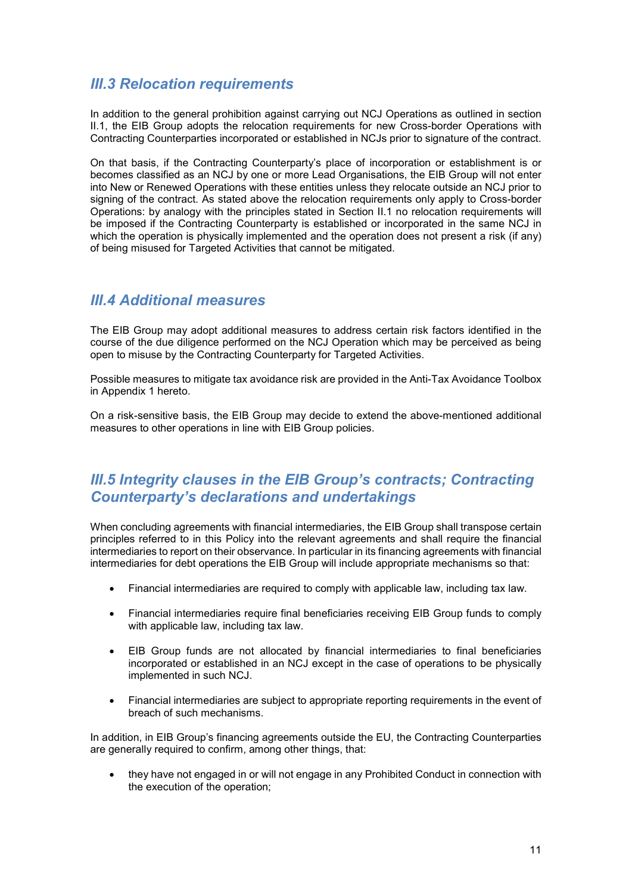## *III.3 Relocation requirements*

In addition to the general prohibition against carrying out NCJ Operations as outlined in section II.1, the EIB Group adopts the relocation requirements for new Cross-border Operations with Contracting Counterparties incorporated or established in NCJs prior to signature of the contract.

On that basis, if the Contracting Counterparty's place of incorporation or establishment is or becomes classified as an NCJ by one or more Lead Organisations, the EIB Group will not enter into New or Renewed Operations with these entities unless they relocate outside an NCJ prior to signing of the contract. As stated above the relocation requirements only apply to Cross-border Operations: by analogy with the principles stated in Section II.1 no relocation requirements will be imposed if the Contracting Counterparty is established or incorporated in the same NCJ in which the operation is physically implemented and the operation does not present a risk (if any) of being misused for Targeted Activities that cannot be mitigated.

## *III.4 Additional measures*

The EIB Group may adopt additional measures to address certain risk factors identified in the course of the due diligence performed on the NCJ Operation which may be perceived as being open to misuse by the Contracting Counterparty for Targeted Activities.

Possible measures to mitigate tax avoidance risk are provided in the Anti-Tax Avoidance Toolbox in Appendix 1 hereto.

On a risk-sensitive basis, the EIB Group may decide to extend the above-mentioned additional measures to other operations in line with EIB Group policies.

## *III.5 Integrity clauses in the EIB Group's contracts; Contracting Counterparty's declarations and undertakings*

When concluding agreements with financial intermediaries, the EIB Group shall transpose certain principles referred to in this Policy into the relevant agreements and shall require the financial intermediaries to report on their observance. In particular in its financing agreements with financial intermediaries for debt operations the EIB Group will include appropriate mechanisms so that:

- Financial intermediaries are required to comply with applicable law, including tax law.
- Financial intermediaries require final beneficiaries receiving EIB Group funds to comply with applicable law, including tax law.
- EIB Group funds are not allocated by financial intermediaries to final beneficiaries incorporated or established in an NCJ except in the case of operations to be physically implemented in such NCJ.
- Financial intermediaries are subject to appropriate reporting requirements in the event of breach of such mechanisms.

In addition, in EIB Group's financing agreements outside the EU, the Contracting Counterparties are generally required to confirm, among other things, that:

- they have not engaged in or will not engage in any Prohibited Conduct in connection with the execution of the operation;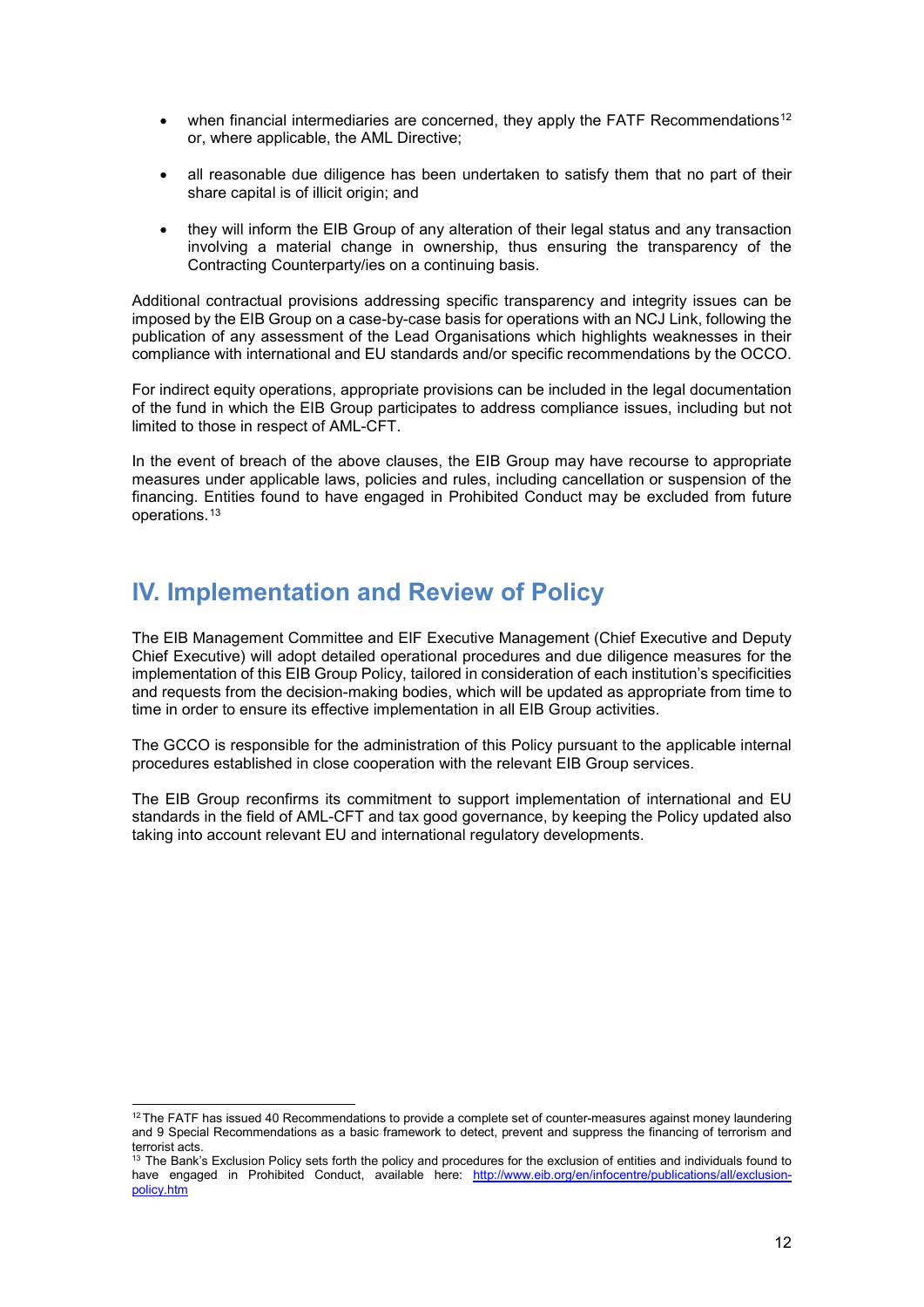- when financial intermediaries are concerned, they apply the FATF Recommendations[12] or, where applicable, the AML Directive;
- all reasonable due diligence has been undertaken to satisfy them that no part of their share capital is of illicit origin; and
- they will inform the EIB Group of any alteration of their legal status and any transaction involving a material change in ownership, thus ensuring the transparency of the Contracting Counterparty/ies on a continuing basis.

Additional contractual provisions addressing specific transparency and integrity issues can be imposed by the EIB Group on a case-by-case basis for operations with an NCJ Link, following the publication of any assessment of the Lead Organisations which highlights weaknesses in their compliance with international and EU standards and/or specific recommendations by the OCCO.

For indirect equity operations, appropriate provisions can be included in the legal documentation of the fund in which the EIB Group participates to address compliance issues, including but not limited to those in respect of AML-CFT.

In the event of breach of the above clauses, the EIB Group may have recourse to appropriate measures under applicable laws, policies and rules, including cancellation or suspension of the financing. Entities found to have engaged in Prohibited Conduct may be excluded from future operations.[13]

## IV. Implementation and Review of Policy

The EIB Management Committee and EIF Executive Management (Chief Executive and Deputy Chief Executive) will adopt detailed operational procedures and due diligence measures for the implementation of this EIB Group Policy, tailored in consideration of each institution's specificities and requests from the decision-making bodies, which will be updated as appropriate from time to time in order to ensure its effective implementation in all EIB Group activities.

The GCCO is responsible for the administration of this Policy pursuant to the applicable internal procedures established in close cooperation with the relevant EIB Group services.

The EIB Group reconfirms its commitment to support implementation of international and EU standards in the field of AML-CFT and tax good governance, by keeping the Policy updated also taking into account relevant EU and international regulatory developments.

---

[12] The FATF has issued 40 Recommendations to provide a complete set of counter-measures against money laundering and 9 Special Recommendations as a basic framework to detect, prevent and suppress the financing of terrorism and terrorist acts.

[13] The Bank's Exclusion Policy sets forth the policy and procedures for the exclusion of entities and individuals found to have engaged in Prohibited Conduct, available here: http://www.eib.org/en/infocentre/publications/all/exclusion-policy.htm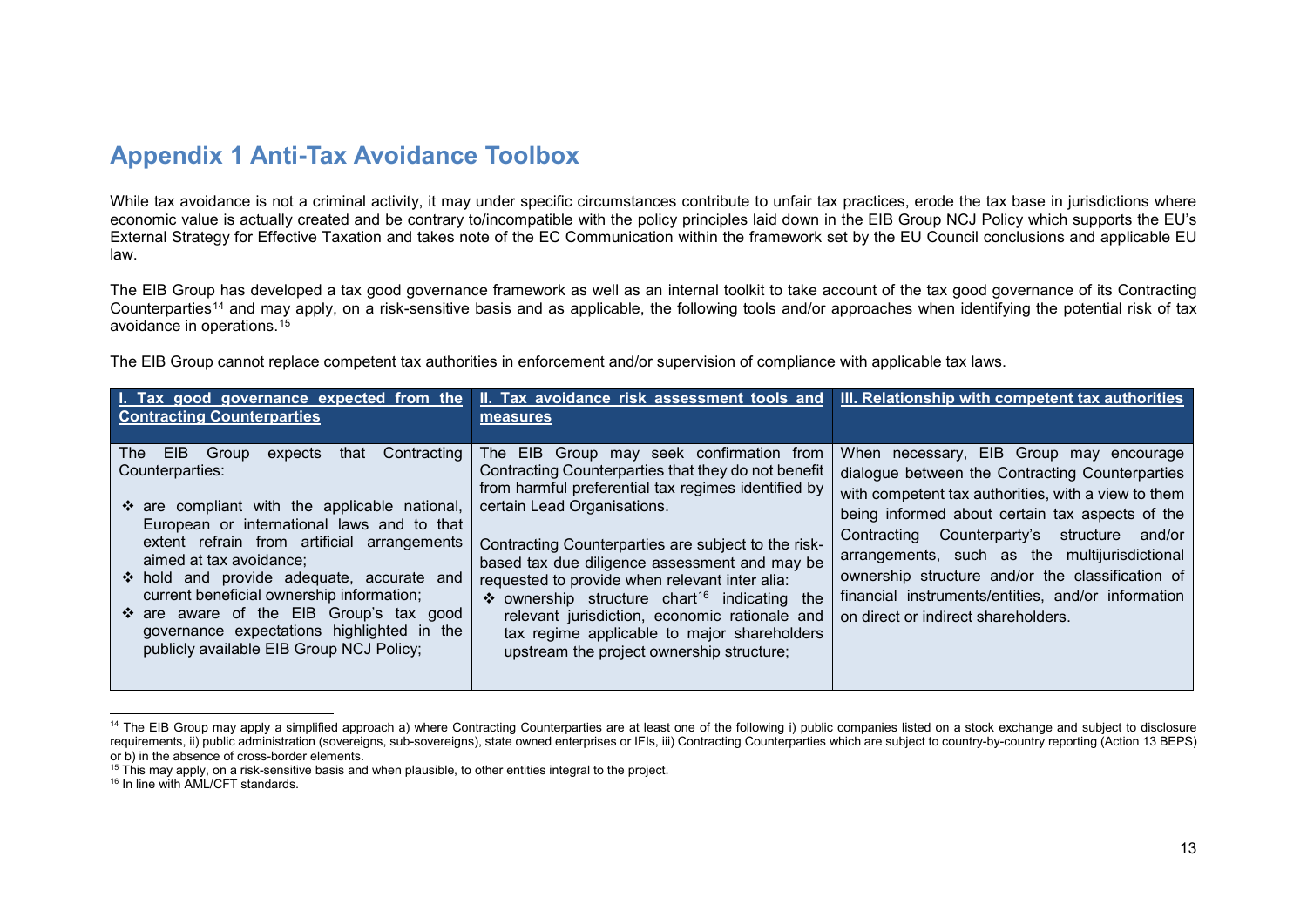## Appendix 1 Anti-Tax Avoidance Toolbox

While tax avoidance is not a criminal activity, it may under specific circumstances contribute to unfair tax practices, erode the tax base in jurisdictions where economic value is actually created and be contrary to/incompatible with the policy principles laid down in the EIB Group NCJ Policy which supports the EU's External Strategy for Effective Taxation and takes note of the EC Communication within the framework set by the EU Council conclusions and applicable EU law.

The EIB Group has developed a tax good governance framework as well as an internal toolkit to take account of the tax good governance of its Contracting Counterparties[14] and may apply, on a risk-sensitive basis and as applicable, the following tools and/or approaches when identifying the potential risk of tax avoidance in operations.[15]

The EIB Group cannot replace competent tax authorities in enforcement and/or supervision of compliance with applicable tax laws.

| I. Tax good governance expected from the Contracting Counterparties | II. Tax avoidance risk assessment tools and measures | III. Relationship with competent tax authorities |
|---|---|---|
| The EIB Group expects that Contracting Counterparties:<br><br>❖ are compliant with the applicable national, European or international laws and to that extent refrain from artificial arrangements aimed at tax avoidance;<br>❖ hold and provide adequate, accurate and current beneficial ownership information;<br>❖ are aware of the EIB Group's tax good governance expectations highlighted in the publicly available EIB Group NCJ Policy; | The EIB Group may seek confirmation from Contracting Counterparties that they do not benefit from harmful preferential tax regimes identified by certain Lead Organisations.<br><br>Contracting Counterparties are subject to the risk-based tax due diligence assessment and may be requested to provide when relevant inter alia:<br>❖ ownership structure chart[16] indicating the relevant jurisdiction, economic rationale and tax regime applicable to major shareholders upstream the project ownership structure; | When necessary, EIB Group may encourage dialogue between the Contracting Counterparties with competent tax authorities, with a view to them being informed about certain tax aspects of the Contracting Counterparty's structure and/or arrangements, such as the multijurisdictional ownership structure and/or the classification of financial instruments/entities, and/or information on direct or indirect shareholders. |

[14] The EIB Group may apply a simplified approach a) where Contracting Counterparties are at least one of the following i) public companies listed on a stock exchange and subject to disclosure requirements, ii) public administration (sovereigns, sub-sovereigns), state owned enterprises or IFIs, iii) Contracting Counterparties which are subject to country-by-country reporting (Action 13 BEPS) or b) in the absence of cross-border elements.

[15] This may apply, on a risk-sensitive basis and when plausible, to other entities integral to the project.

[16] In line with AML/CFT standards.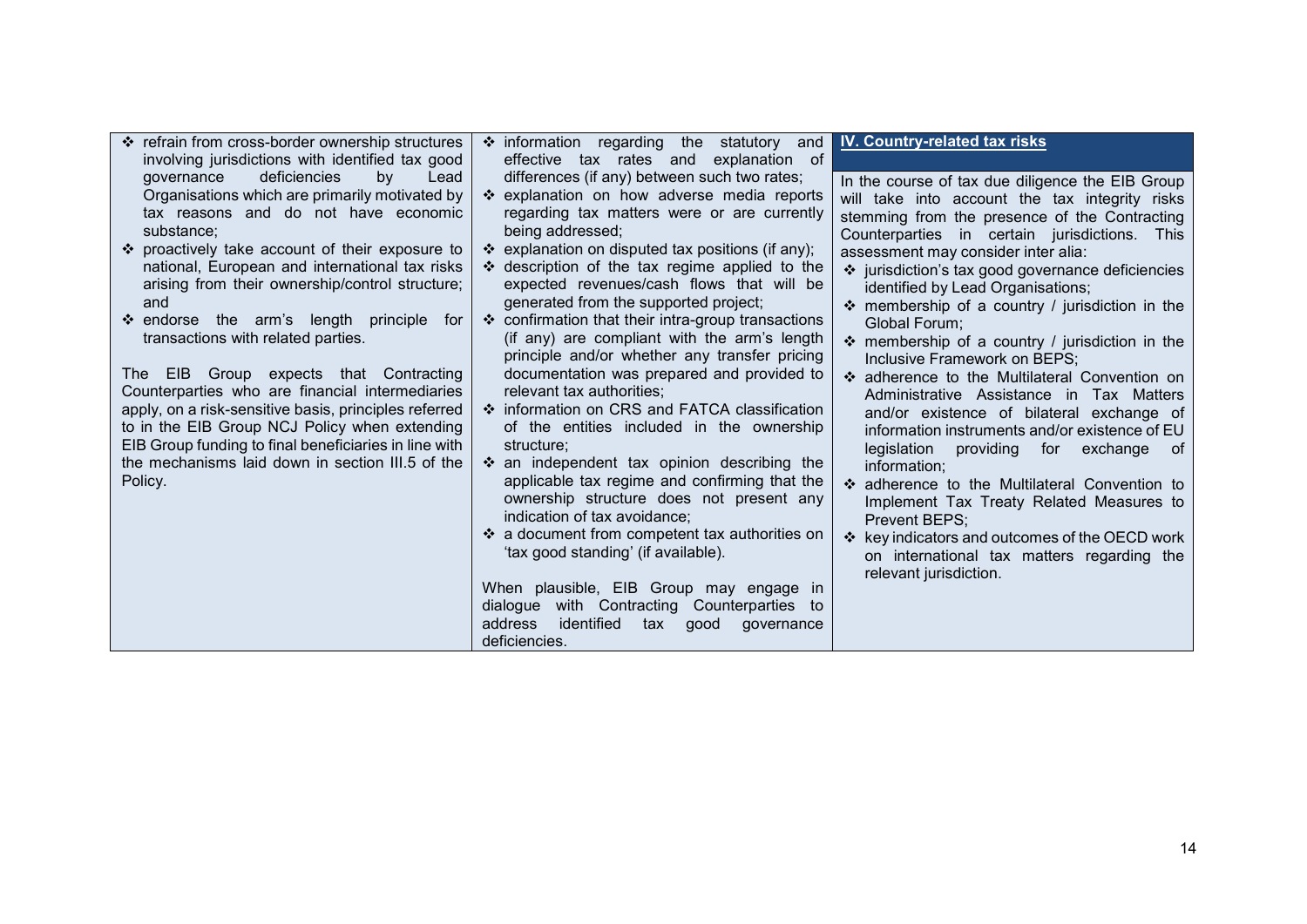- refrain from cross-border ownership structures involving jurisdictions with identified tax good governance deficiencies by Lead Organisations which are primarily motivated by tax reasons and do not have economic substance;
- proactively take account of their exposure to national, European and international tax risks arising from their ownership/control structure; and
- endorse the arm's length principle for transactions with related parties.

The EIB Group expects that Contracting Counterparties who are financial intermediaries apply, on a risk-sensitive basis, principles referred to in the EIB Group NCJ Policy when extending EIB Group funding to final beneficiaries in line with the mechanisms laid down in section III.5 of the Policy.

- information regarding the statutory and effective tax rates and explanation of differences (if any) between such two rates;
- explanation on how adverse media reports regarding tax matters were or are currently being addressed;
- explanation on disputed tax positions (if any);
- description of the tax regime applied to the expected revenues/cash flows that will be generated from the supported project;
- confirmation that their intra-group transactions (if any) are compliant with the arm's length principle and/or whether any transfer pricing documentation was prepared and provided to relevant tax authorities;
- information on CRS and FATCA classification of the entities included in the ownership structure;
- an independent tax opinion describing the applicable tax regime and confirming that the ownership structure does not present any indication of tax avoidance;
- a document from competent tax authorities on 'tax good standing' (if available).

When plausible, EIB Group may engage in dialogue with Contracting Counterparties to address identified tax good governance deficiencies.

## IV. Country-related tax risks

In the course of tax due diligence the EIB Group will take into account the tax integrity risks stemming from the presence of the Contracting Counterparties in certain jurisdictions. This assessment may consider inter alia:

- jurisdiction's tax good governance deficiencies identified by Lead Organisations;
- membership of a country / jurisdiction in the Global Forum;
- membership of a country / jurisdiction in the Inclusive Framework on BEPS;
- adherence to the Multilateral Convention on Administrative Assistance in Tax Matters and/or existence of bilateral exchange of information instruments and/or existence of EU legislation providing for exchange of information;
- adherence to the Multilateral Convention to Implement Tax Treaty Related Measures to Prevent BEPS;
- key indicators and outcomes of the OECD work on international tax matters regarding the relevant jurisdiction.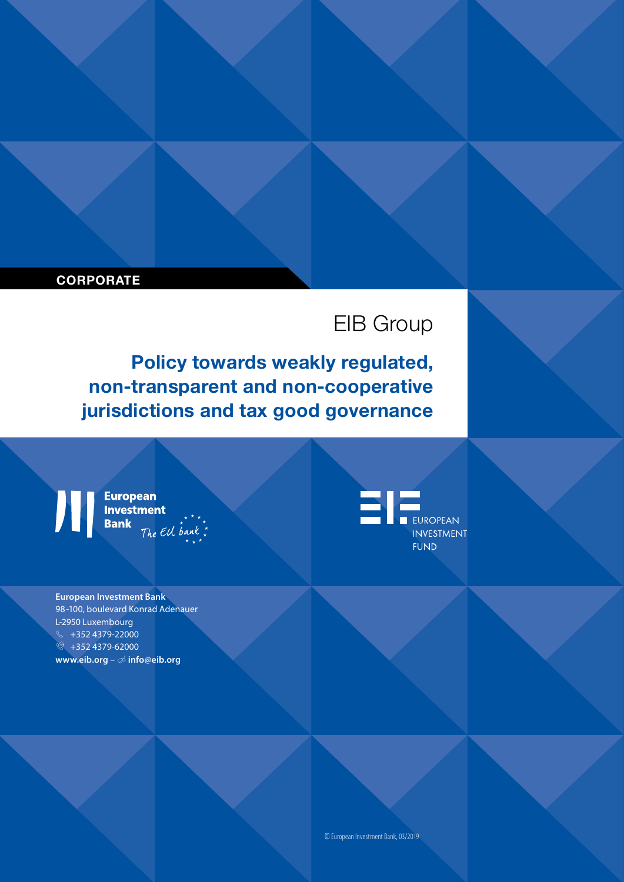CORPORATE

EIB Group

# Policy towards weakly regulated, non-transparent and non-cooperative jurisdictions and tax good governance

European Investment Bank The EU bank

EUROPEAN INVESTMENT FUND

**European Investment Bank**
98-100, boulevard Konrad Adenauer
L-2950 Luxembourg
+352 4379-22000
+352 4379-62000
**www.eib.org** – **info@eib.org**

© European Investment Bank, 03/2019